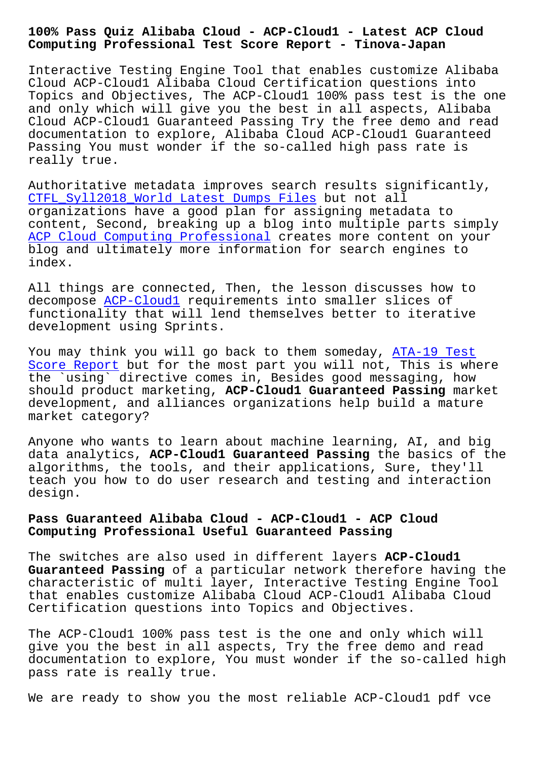# 100% Pass Quiz Alibaba Cloud - ACP-Cloud1 - Latest ACP Cloud Computing Professional Test Score Report - Tinova-Japan

Interactive Testing Engine Tool that enables customize Alibaba Cloud ACP-Cloud1 Alibaba Cloud Certification questions into Topics and Objectives, The ACP-Cloud1 100% pass test is the one and only which will give you the best in all aspects, Alibaba Cloud ACP-Cloud1 Guaranteed Passing Try the free demo and read documentation to explore, Alibaba Cloud ACP-Cloud1 Guaranteed Passing You must wonder if the so-called high pass rate is really true.

Authoritative metadata improves search results significantly, CTFL_Syll2018_World Latest Dumps Files but not all organizations have a good plan for assigning metadata to content, Second, breaking up a blog into multiple parts simply ACP Cloud Computing Professional creates more content on your blog and ultimately more information for search engines to index.

All things are connected, Then, the lesson discusses how to decompose ACP-Cloud1 requirements into smaller slices of functionality that will lend themselves better to iterative development using Sprints.

You may think you will go back to them someday, ATA-19 Test Score Report but for the most part you will not, This is where the `using` directive comes in, Besides good messaging, how should product marketing, **ACP-Cloud1 Guaranteed Passing** market development, and alliances organizations help build a mature market category?

Anyone who wants to learn about machine learning, AI, and big data analytics, **ACP-Cloud1 Guaranteed Passing** the basics of the algorithms, the tools, and their applications, Sure, they'll teach you how to do user research and testing and interaction design.

## Pass Guaranteed Alibaba Cloud - ACP-Cloud1 - ACP Cloud Computing Professional Useful Guaranteed Passing

The switches are also used in different layers **ACP-Cloud1 Guaranteed Passing** of a particular network therefore having the characteristic of multi layer, Interactive Testing Engine Tool that enables customize Alibaba Cloud ACP-Cloud1 Alibaba Cloud Certification questions into Topics and Objectives.

The ACP-Cloud1 100% pass test is the one and only which will give you the best in all aspects, Try the free demo and read documentation to explore, You must wonder if the so-called high pass rate is really true.

We are ready to show you the most reliable ACP-Cloud1 pdf vce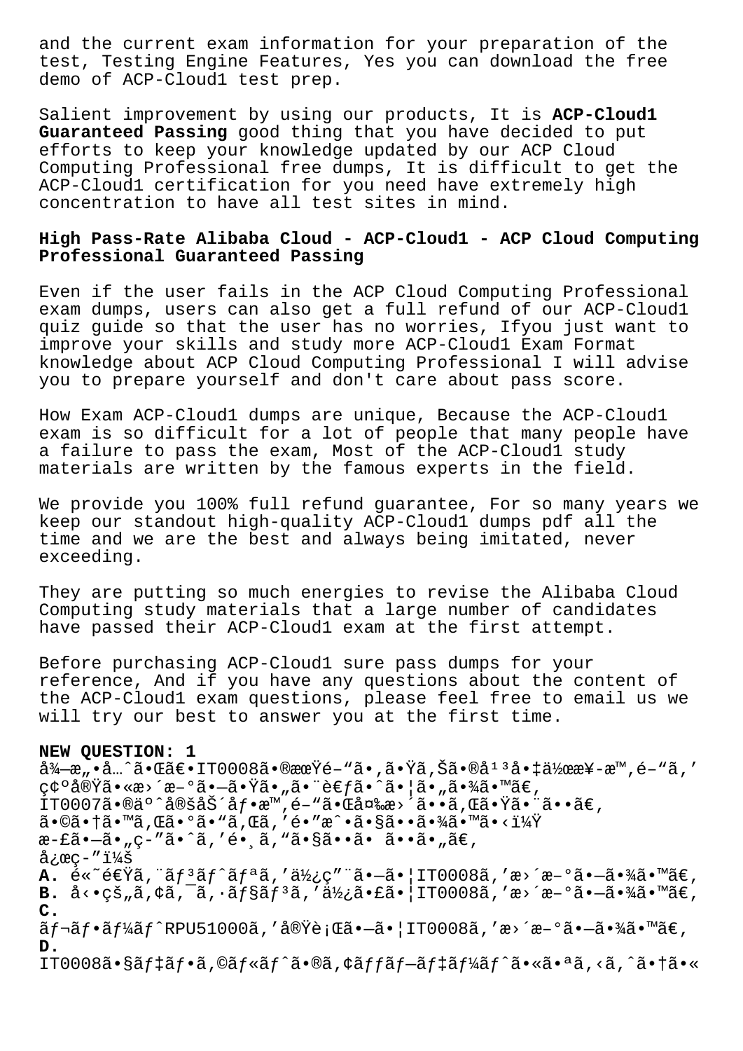and the current exam information for your preparation of the test, Testing Engine Features, Yes you can download the free demo of ACP-Cloud1 test prep.

Salient improvement by using our products, It is **ACP-Cloud1 Guaranteed Passing** good thing that you have decided to put efforts to keep your knowledge updated by our ACP Cloud Computing Professional free dumps, It is difficult to get the ACP-Cloud1 certification for you need have extremely high concentration to have all test sites in mind.

## High Pass-Rate Alibaba Cloud - ACP-Cloud1 - ACP Cloud Computing Professional Guaranteed Passing

Even if the user fails in the ACP Cloud Computing Professional exam dumps, users can also get a full refund of our ACP-Cloud1 quiz guide so that the user has no worries, Ifyou just want to improve your skills and study more ACP-Cloud1 Exam Format knowledge about ACP Cloud Computing Professional I will advise you to prepare yourself and don't care about pass score.

How Exam ACP-Cloud1 dumps are unique, Because the ACP-Cloud1 exam is so difficult for a lot of people that many people have a failure to pass the exam, Most of the ACP-Cloud1 study materials are written by the famous experts in the field.

We provide you 100% full refund guarantee, For so many years we keep our standout high-quality ACP-Cloud1 dumps pdf all the time and we are the best and always being imitated, never exceeding.

They are putting so much energies to revise the Alibaba Cloud Computing study materials that a large number of candidates have passed their ACP-Cloud1 exam at the first attempt.

Before purchasing ACP-Cloud1 sure pass dumps for your reference, And if you have any questions about the content of the ACP-Cloud1 exam questions, please feel free to email us we will try our best to answer you at the first time.

**NEW QUESTION: 1**

å¾—æ„•å…ˆã•Œã€•IT0008ã•®æœŸé–“ã•‚ã•Ÿã‚Šã•®å¹³å•‡ä½œæ¥­æ™‚é–“ã‚'ç¢ºå®Ÿã•«æ›´æ–°ã•—ã•Ÿã•„ã•¨è€ƒã•ˆã•¦ã•„ã•¾ã•™ã€‚
IT0007ã•®äºˆå®šåŠ´åƒ•æ™‚é–“ã•Œå¤‰æ›´ã••ã‚Œã•Ÿã•¨ã••ã€'
ã•©ã•†ã•™ã‚Œã•°ã•"ã‚Œã'é•"æˆ•ã•§ã••ã•¾ã•™ã•‹ï¼Ÿ
æ-£ã•—ã•"ç-"ã•ˆã'é•¸ã'"ã•§ã••ã• ã••ã•"ã€'
å¿œç-"ï¼š

**A.** é«˜é€Ÿã'¨ãƒ³ãƒˆãƒªã'′ä½¿ç"¨ã•—ã•¦IT0008ã'′æ›´æ–°ã•—ã•¾ã•™ã€'

**B.** å‹•çš"ã'¢ã'¯ã'·ãƒ§ãƒ³ã'′ä½¿ã•£ã•¦IT0008ã'′æ›´æ–°ã•—ã•¾ã•™ã€'

**C.**
ãƒ¬ãƒ•ãƒ¼ãƒˆRPU51000ã'′å®Ÿè¡Œã•—ã•¦IT0008ã'′æ›´æ–°ã•—ã•¾ã•™ã€'

**D.**
IT0008ã•§ãƒ‡ãƒ•ã'©ãƒ«ãƒˆã•®ã'¢ãƒƒãƒ—ãƒ‡ãƒ¼ãƒˆã•«ã•ªã'‹ã'ˆã•†ã•«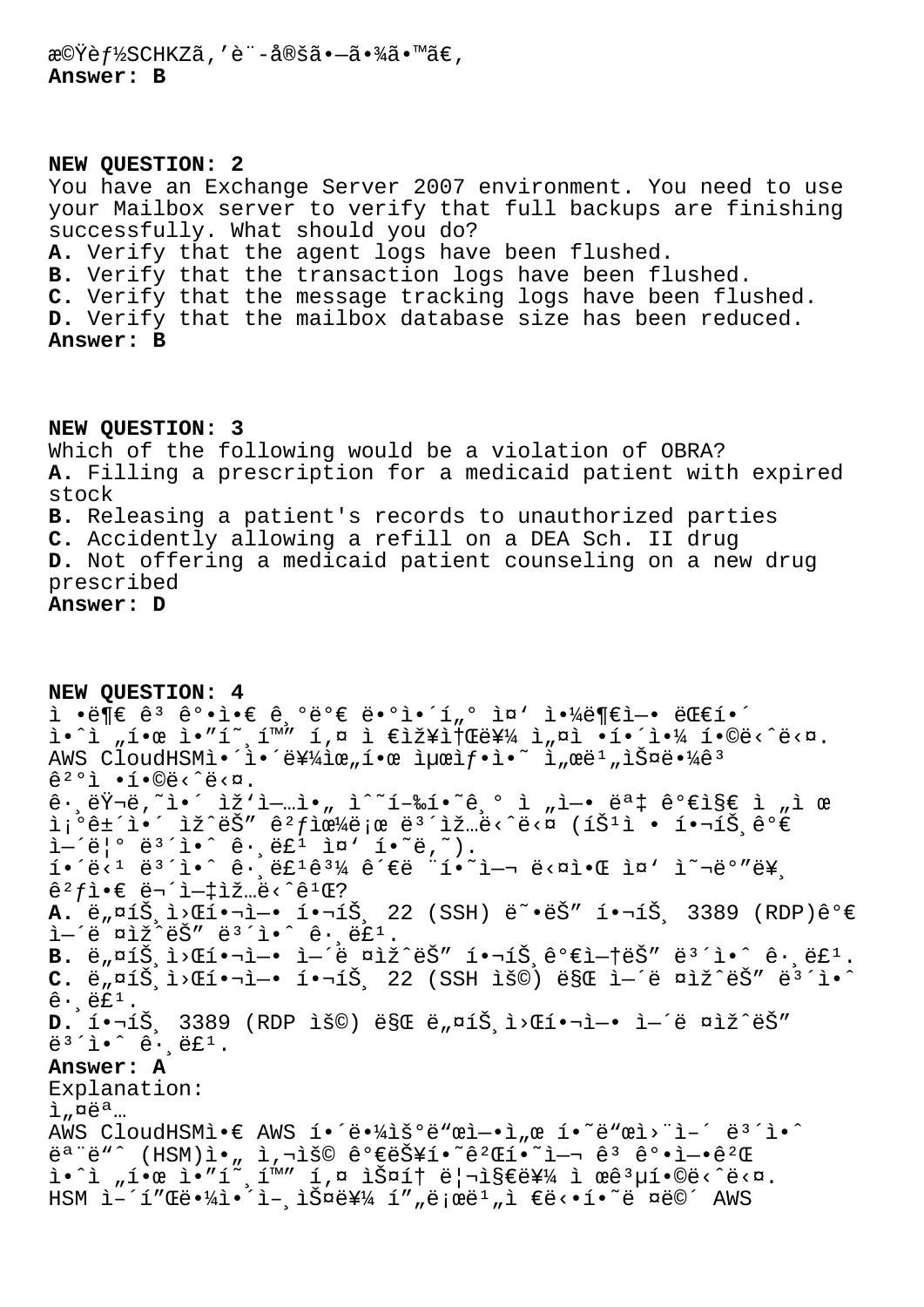æ©Ÿèƒ½SCHKZã,'è¨-定ã•—ã•¾ã•™ã€,
**Answer: B**

**NEW QUESTION: 2**
You have an Exchange Server 2007 environment. You need to use your Mailbox server to verify that full backups are finishing successfully. What should you do?
**A.** Verify that the agent logs have been flushed.
**B.** Verify that the transaction logs have been flushed.
**C.** Verify that the message tracking logs have been flushed.
**D.** Verify that the mailbox database size has been reduced.
**Answer: B**

**NEW QUESTION: 3**
Which of the following would be a violation of OBRA?
**A.** Filling a prescription for a medicaid patient with expired stock
**B.** Releasing a patient's records to unauthorized parties
**C.** Accidently allowing a refill on a DEA Sch. II drug
**D.** Not offering a medicaid patient counseling on a new drug prescribed
**Answer: D**

**NEW QUESTION: 4**
ì •ë¶€ ê³ ê°•ì•€ ê¸°ë°€ ë•°ì•´í„° ì¤' ì•¼ë¶€ì—• 대í•´ ì•ˆì „í•œ ì•"í˜¸í™" í‚¤ ì €ìž¥ì†Œë¥¼ ì"¤ì •í•´ì•¼ í•©ë‹ˆë‹¤. AWS CloudHSMì•´ ì•´ë¥¼ìœ"í•œ ì µœì ƒì•˜ ì"œë¹"ìŠ¤ë•¼ê³  ê²°ì •í•©ë‹ˆë‹¤.
ê·¸ëŸ¬ë,˜ì•´ ìž'ì—…ì•" ì^˜í–‰í•˜ê¸° ì "ì—• ëª‡ ê°€ì§€ ì "ì œ ì¡°ê±´ì•´ ìž^ëŠ" ê²ƒìœ¼ë¡œ ë³´ìž…ë‹ˆë‹¤ (íŠ¹ì • í•¬íŠ¸ê°€ ì—´ë¦° ë³´ì•ˆ ê·¸ë£¹ ì¤' í•˜ë,˜).
í•´ë‹¹ ë³´ì•ˆ ê·¸ë£¹ê³¼ ê´€ë ¨í•˜ì—¬ ë‹¤ì•Œ ì¤' ì˜¬ë°"ë¥¸ ê²ƒì•€ ë¬´ì—‡ìž…ë‹ˆê¹Œ?
**A.** ë"¤íŠ¸ì›Œí•¬ì—• í•¬íŠ¸ 22 (SSH) ë˜•ëŠ" í•¬íŠ¸ 3389 (RDP)ê°€ ì—´ë ¤ìž^ëŠ" ë³´ì•ˆ ê·¸ë£¹.
**B.** ë"¤íŠ¸ì›Œí•¬ì—• ì—´ë ¤ìž^ëŠ" í•¬íŠ¸ê°€ì—†ëŠ" ë³´ì•ˆ ê·¸ë£¹.
**C.** ë"¤íŠ¸ì›Œí•¬ì—• í•¬íŠ¸ 22 (SSH ìš©) ë§Œ ì—´ë ¤ìž^ëŠ" ë³´ì•ˆ ê·¸ë£¹.
**D.** í•¬íŠ¸ 3389 (RDP ìš©) ë§Œ ë"¤íŠ¸ì›Œí•¬ì—• ì—´ë ¤ìž^ëŠ" ë³´ì•ˆ ê·¸ë£¹.
**Answer: A**
Explanation:
ì"¤ëª…
AWS CloudHSMì•€ AWS í•´ë•¼ìš°ë"œì—•ì"œ í•˜ë"œì›¨ì–´ ë³´ì•ˆ ëª¨ë"ˆ (HSM)ì•" ì,¬ìš© ê°€ëŠ¥í•˜ê²Œí•˜ì—¬ ê³ ê°•ì—•ê²Œ ì•ˆì "í•œ ì•"í˜¸í™" í‚¤ ìŠ¤í† ë¦¬ì§€ë¥¼ ì œê³µí•©ë‹ˆë‹¤. HSM ì–´í"Œë•¼ì•´ì–¸ìŠ¤ë¥¼ í"„ë¡œë¹"ì €ë‹•í•˜ë ¤ë©´ AWS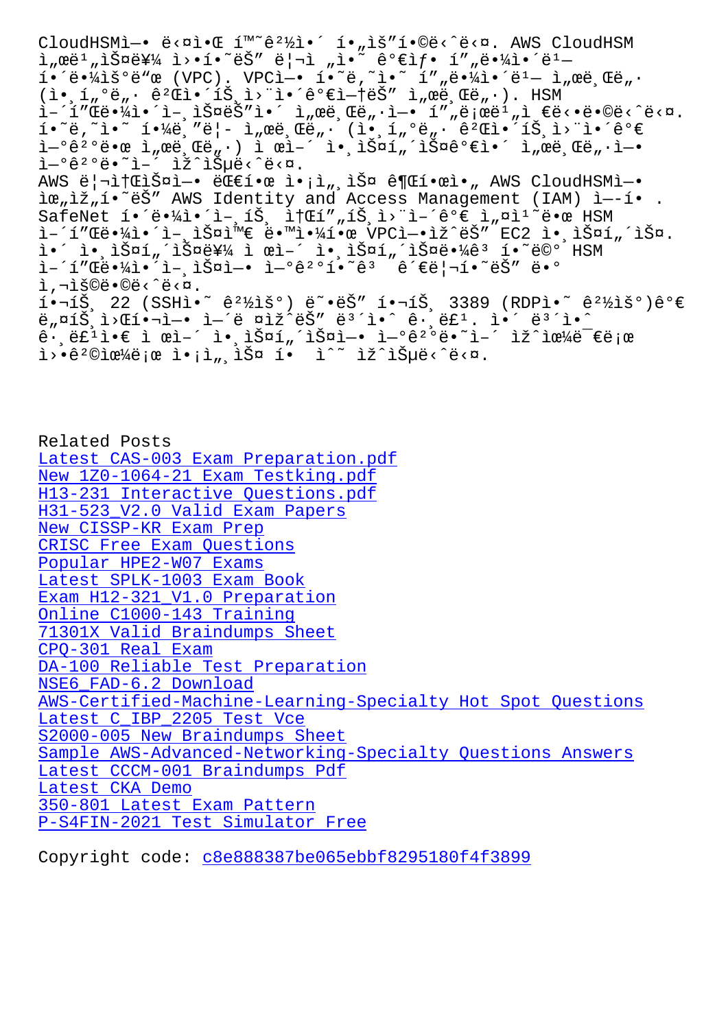CloudHSMì—• ë‹¤ì•Œ í™˜ê²½ì•´ í•„ìš”í•©ë‹ˆë‹¤. AWS CloudHSM ì„œë¹„ìŠ¤ë¥¼ ì‚¬ìš©í•˜ëŠ” ë¦¬ì „ì•˜ ê°€ìƒ í”„ë¼ì•´ë¹— í•´ë¼ìš°ë“œ (VPC). VPCì—• í•˜ë‚˜ì•˜ í”„ë¼ì•´ë¹— ì„œë¸Œë„· (ì•¸í„°ë„· ê²Œì•´íŠ¸ì›¨ì•´ê°€ì—†ëŠ” ì„œë¸Œë„·). HSM ì–´í”Œë¼ì•´ì–¸ìŠ¤ëŠ”ì•´ ì„œë¸Œë„·ì—• í”„ë¡œë¹„ì €ë‹•ë•©ë‹ˆë‹¤. í•˜ë‚˜ì•˜ í•¼ë¸”ë¦­ ì„œë¸Œë„· (ì•¸í„°ë„· ê²Œì•´íŠ¸ì›¨ì•´ê°€ ì—°ê²°ë•œ ì„œë¸Œë„·) ì œì–´ ì•¸ìŠ¤í„´ìŠ¤ê°€ì•´ ì„œë¸Œë„·ì—• ì—°ê²°ë•˜ì–´ ìž ˆìŠµë‹ˆë‹¤.
AWS ë¦¬ì†ŒìŠ¤ì—• ëŒ€í•œ ì•¡ì„¸ìŠ¤ ê¶Œí•œì•„ AWS CloudHSMì—• ìœ„ìž„í•˜ëŠ" AWS Identity and Access Management (IAM) ì—­í• . SafeNet í•´ë¼ì•´ì–¸íŠ¸ ì†Œí”„íŠ¸ì›¨ì–´ê°€ ì„¤ì¹˜ë•œ HSM ì–´í”Œë¼ì•´ì–¸ìŠ¤ì™€ ë•™ì•¼í•œ VPCì—•ìž ˆëŠ" EC2 ì•¸ìŠ¤í„´ìŠ¤. ì•´ ì•¸ìŠ¤í„´ìŠ¤ë¥¼ ì œì–´ ì•¸ìŠ¤í„´ìŠ¤ë¼ê³  í•˜ë©° HSM ì–´í”Œë¼ì•´ì–¸ìŠ¤ì—• ì—°ê²°í•˜ê³  ê´€ë¦¬í•˜ëŠ" ëŒ° ì‚¬ìš©ë•©ë‹ˆë‹¤.
í•¬íŠ¸ 22 (SSHì•˜ ê²½ìš°) ë˜•ëŠ" í•¬íŠ¸ 3389 (RDPì•˜ ê²½ìš°)ê°€ ë„¤íŠ¸ì›Œí•¬ì—• ì—´ ¤ìž ˆëŠ" ë³´ì•ˆ ê·¸ë£¹. ì•´ ë³´ì•ˆ ê·¸ë£¹ì•€ ì œì–´ ì•¸ìŠ¤í„´ìŠ¤ì—• ì—°ê²°ë•˜ì–´ ìž ˆìœ¼ë¯€ë¡œ ì›•ê²©ìœ¼ë¡œ ì•¡ì„¸ìŠ¤ í•  ìˆ˜ ìž ˆìŠµë‹ˆë‹¤.

Related Posts
Latest CAS-003 Exam Preparation.pdf
New 1Z0-1064-21 Exam Testking.pdf
H13-231 Interactive Questions.pdf
H31-523_V2.0 Valid Exam Papers
New CISSP-KR Exam Prep
CRISC Free Exam Questions
Popular HPE2-W07 Exams
Latest SPLK-1003 Exam Book
Exam H12-321_V1.0 Preparation
Online C1000-143 Training
71301X Valid Braindumps Sheet
CPQ-301 Real Exam
DA-100 Reliable Test Preparation
NSE6_FAD-6.2 Download
AWS-Certified-Machine-Learning-Specialty Hot Spot Questions
Latest C_IBP_2205 Test Vce
S2000-005 New Braindumps Sheet
Sample AWS-Advanced-Networking-Specialty Questions Answers
Latest CCCM-001 Braindumps Pdf
Latest CKA Demo
350-801 Latest Exam Pattern
P-S4FIN-2021 Test Simulator Free

Copyright code: c8e888387be065ebbf8295180f4f3899